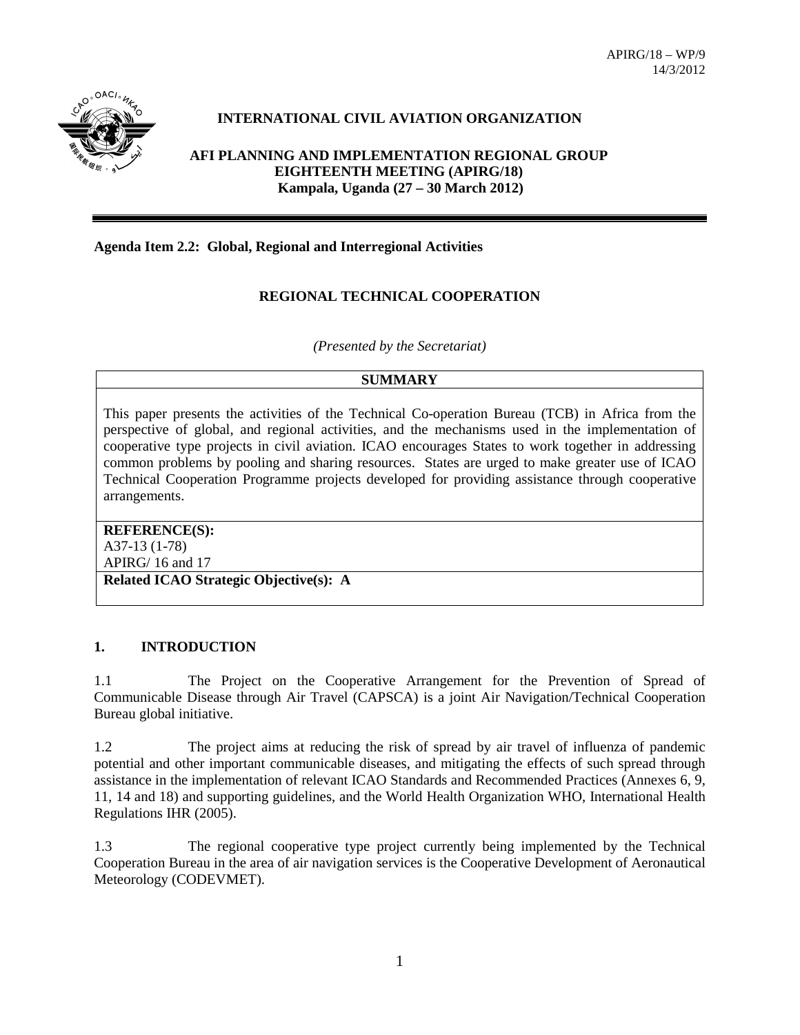APIRG/18 – WP/9
14/3/2012

**INTERNATIONAL CIVIL AVIATION ORGANIZATION**

**AFI PLANNING AND IMPLEMENTATION REGIONAL GROUP**
**EIGHTEENTH MEETING (APIRG/18)**
**Kampala, Uganda (27 – 30 March 2012)**

**Agenda Item 2.2: Global, Regional and Interregional Activities**

## REGIONAL TECHNICAL COOPERATION

*(Presented by the Secretariat)*

| SUMMARY |
|---|
| This paper presents the activities of the Technical Co-operation Bureau (TCB) in Africa from the perspective of global, and regional activities, and the mechanisms used in the implementation of cooperative type projects in civil aviation. ICAO encourages States to work together in addressing common problems by pooling and sharing resources. States are urged to make greater use of ICAO Technical Cooperation Programme projects developed for providing assistance through cooperative arrangements. |
| **REFERENCE(S):**<br>A37-13 (1-78)<br>APIRG/ 16 and 17 |
| **Related ICAO Strategic Objective(s): A** |

## 1. INTRODUCTION

1.1 The Project on the Cooperative Arrangement for the Prevention of Spread of Communicable Disease through Air Travel (CAPSCA) is a joint Air Navigation/Technical Cooperation Bureau global initiative.

1.2 The project aims at reducing the risk of spread by air travel of influenza of pandemic potential and other important communicable diseases, and mitigating the effects of such spread through assistance in the implementation of relevant ICAO Standards and Recommended Practices (Annexes 6, 9, 11, 14 and 18) and supporting guidelines, and the World Health Organization WHO, International Health Regulations IHR (2005).

1.3 The regional cooperative type project currently being implemented by the Technical Cooperation Bureau in the area of air navigation services is the Cooperative Development of Aeronautical Meteorology (CODEVMET).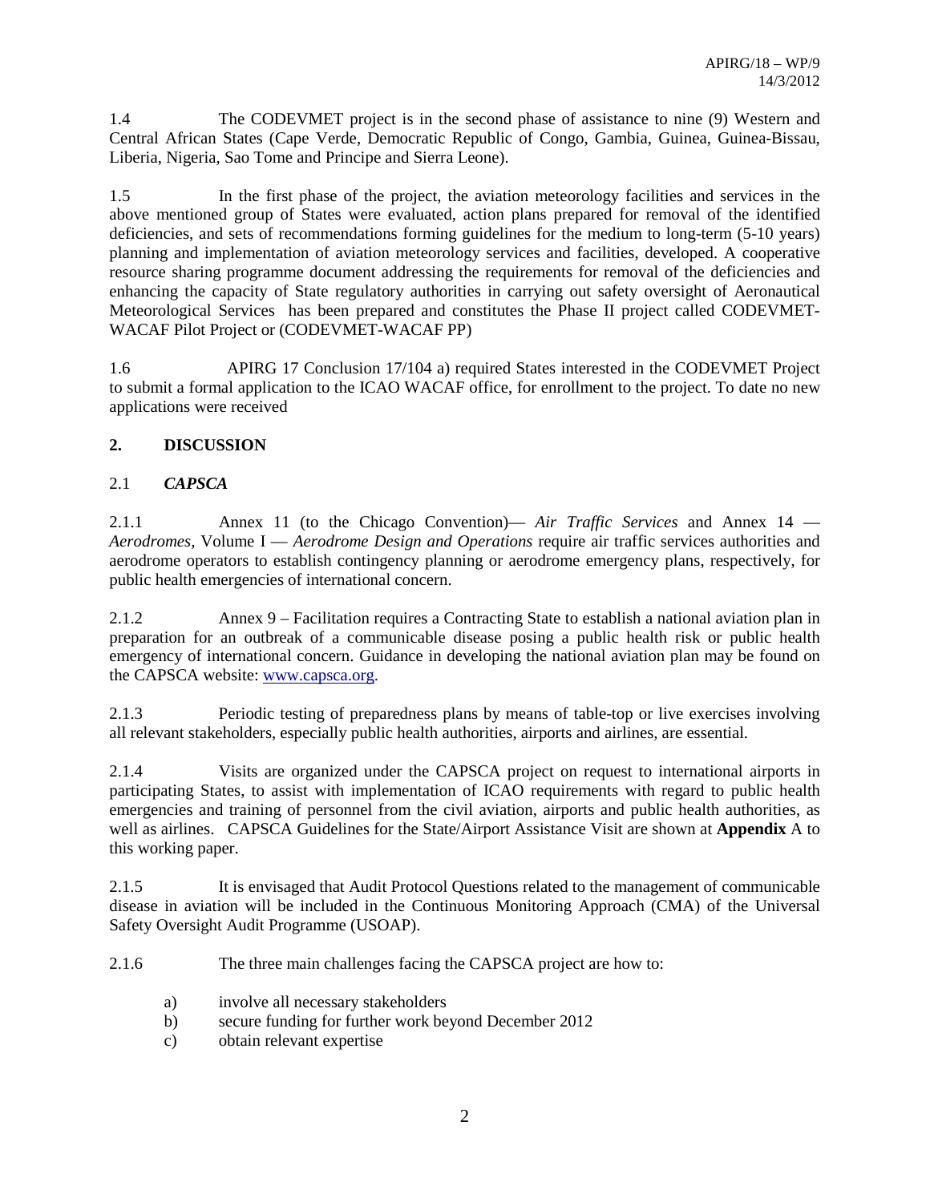1.4 The CODEVMET project is in the second phase of assistance to nine (9) Western and Central African States (Cape Verde, Democratic Republic of Congo, Gambia, Guinea, Guinea-Bissau, Liberia, Nigeria, Sao Tome and Principe and Sierra Leone).

1.5 In the first phase of the project, the aviation meteorology facilities and services in the above mentioned group of States were evaluated, action plans prepared for removal of the identified deficiencies, and sets of recommendations forming guidelines for the medium to long-term (5-10 years) planning and implementation of aviation meteorology services and facilities, developed. A cooperative resource sharing programme document addressing the requirements for removal of the deficiencies and enhancing the capacity of State regulatory authorities in carrying out safety oversight of Aeronautical Meteorological Services has been prepared and constitutes the Phase II project called CODEVMET-WACAF Pilot Project or (CODEVMET-WACAF PP)

1.6 APIRG 17 Conclusion 17/104 a) required States interested in the CODEVMET Project to submit a formal application to the ICAO WACAF office, for enrollment to the project. To date no new applications were received

## 2. DISCUSSION

### 2.1 *CAPSCA*

2.1.1 Annex 11 (to the Chicago Convention)— *Air Traffic Services* and Annex 14 — *Aerodromes*, Volume I — *Aerodrome Design and Operations* require air traffic services authorities and aerodrome operators to establish contingency planning or aerodrome emergency plans, respectively, for public health emergencies of international concern.

2.1.2 Annex 9 – Facilitation requires a Contracting State to establish a national aviation plan in preparation for an outbreak of a communicable disease posing a public health risk or public health emergency of international concern. Guidance in developing the national aviation plan may be found on the CAPSCA website: www.capsca.org.

2.1.3 Periodic testing of preparedness plans by means of table-top or live exercises involving all relevant stakeholders, especially public health authorities, airports and airlines, are essential.

2.1.4 Visits are organized under the CAPSCA project on request to international airports in participating States, to assist with implementation of ICAO requirements with regard to public health emergencies and training of personnel from the civil aviation, airports and public health authorities, as well as airlines. CAPSCA Guidelines for the State/Airport Assistance Visit are shown at **Appendix** A to this working paper.

2.1.5 It is envisaged that Audit Protocol Questions related to the management of communicable disease in aviation will be included in the Continuous Monitoring Approach (CMA) of the Universal Safety Oversight Audit Programme (USOAP).

2.1.6 The three main challenges facing the CAPSCA project are how to:

a) involve all necessary stakeholders
b) secure funding for further work beyond December 2012
c) obtain relevant expertise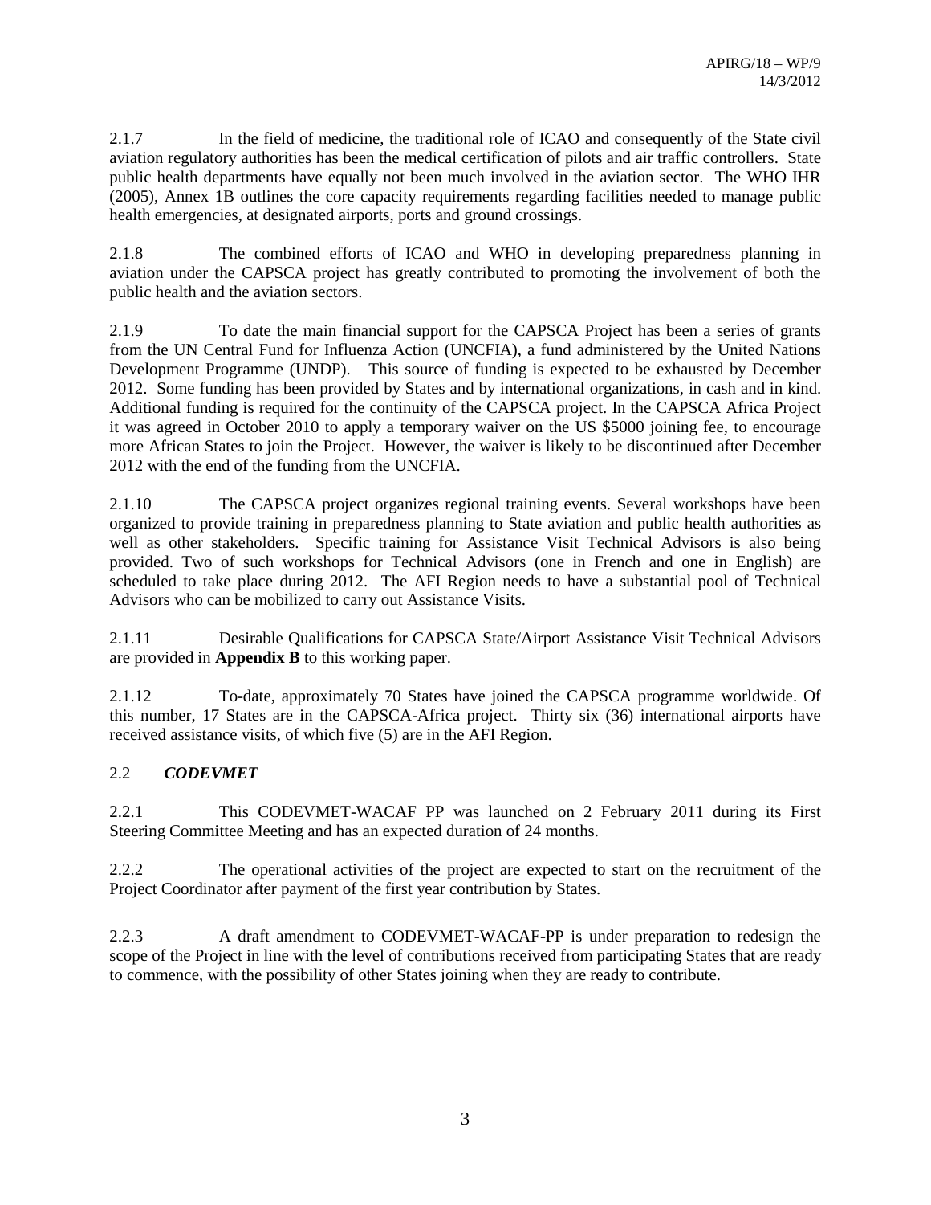2.1.7 In the field of medicine, the traditional role of ICAO and consequently of the State civil aviation regulatory authorities has been the medical certification of pilots and air traffic controllers. State public health departments have equally not been much involved in the aviation sector. The WHO IHR (2005), Annex 1B outlines the core capacity requirements regarding facilities needed to manage public health emergencies, at designated airports, ports and ground crossings.

2.1.8 The combined efforts of ICAO and WHO in developing preparedness planning in aviation under the CAPSCA project has greatly contributed to promoting the involvement of both the public health and the aviation sectors.

2.1.9 To date the main financial support for the CAPSCA Project has been a series of grants from the UN Central Fund for Influenza Action (UNCFIA), a fund administered by the United Nations Development Programme (UNDP). This source of funding is expected to be exhausted by December 2012. Some funding has been provided by States and by international organizations, in cash and in kind. Additional funding is required for the continuity of the CAPSCA project. In the CAPSCA Africa Project it was agreed in October 2010 to apply a temporary waiver on the US $5000 joining fee, to encourage more African States to join the Project. However, the waiver is likely to be discontinued after December 2012 with the end of the funding from the UNCFIA.

2.1.10 The CAPSCA project organizes regional training events. Several workshops have been organized to provide training in preparedness planning to State aviation and public health authorities as well as other stakeholders. Specific training for Assistance Visit Technical Advisors is also being provided. Two of such workshops for Technical Advisors (one in French and one in English) are scheduled to take place during 2012. The AFI Region needs to have a substantial pool of Technical Advisors who can be mobilized to carry out Assistance Visits.

2.1.11 Desirable Qualifications for CAPSCA State/Airport Assistance Visit Technical Advisors are provided in **Appendix B** to this working paper.

2.1.12 To-date, approximately 70 States have joined the CAPSCA programme worldwide. Of this number, 17 States are in the CAPSCA-Africa project. Thirty six (36) international airports have received assistance visits, of which five (5) are in the AFI Region.

## 2.2 ***CODEVMET***

2.2.1 This CODEVMET-WACAF PP was launched on 2 February 2011 during its First Steering Committee Meeting and has an expected duration of 24 months.

2.2.2 The operational activities of the project are expected to start on the recruitment of the Project Coordinator after payment of the first year contribution by States.

2.2.3 A draft amendment to CODEVMET-WACAF-PP is under preparation to redesign the scope of the Project in line with the level of contributions received from participating States that are ready to commence, with the possibility of other States joining when they are ready to contribute.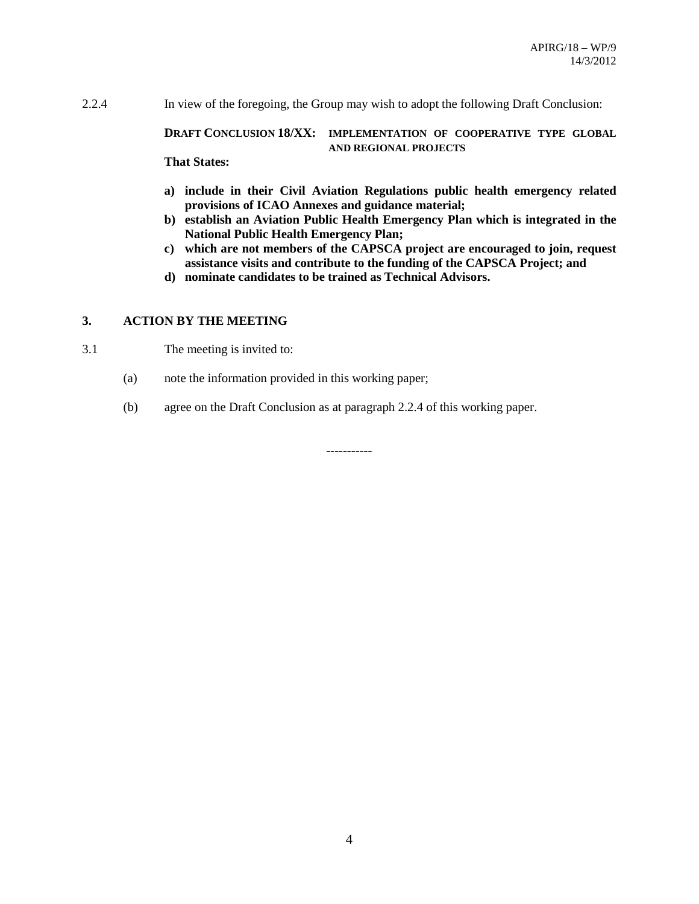2.2.4 In view of the foregoing, the Group may wish to adopt the following Draft Conclusion:

**DRAFT CONCLUSION 18/XX: IMPLEMENTATION OF COOPERATIVE TYPE GLOBAL AND REGIONAL PROJECTS**

**That States:**

**a) include in their Civil Aviation Regulations public health emergency related provisions of ICAO Annexes and guidance material;**
**b) establish an Aviation Public Health Emergency Plan which is integrated in the National Public Health Emergency Plan;**
**c) which are not members of the CAPSCA project are encouraged to join, request assistance visits and contribute to the funding of the CAPSCA Project; and**
**d) nominate candidates to be trained as Technical Advisors.**

## 3. ACTION BY THE MEETING

3.1 The meeting is invited to:

(a) note the information provided in this working paper;

(b) agree on the Draft Conclusion as at paragraph 2.2.4 of this working paper.

-----------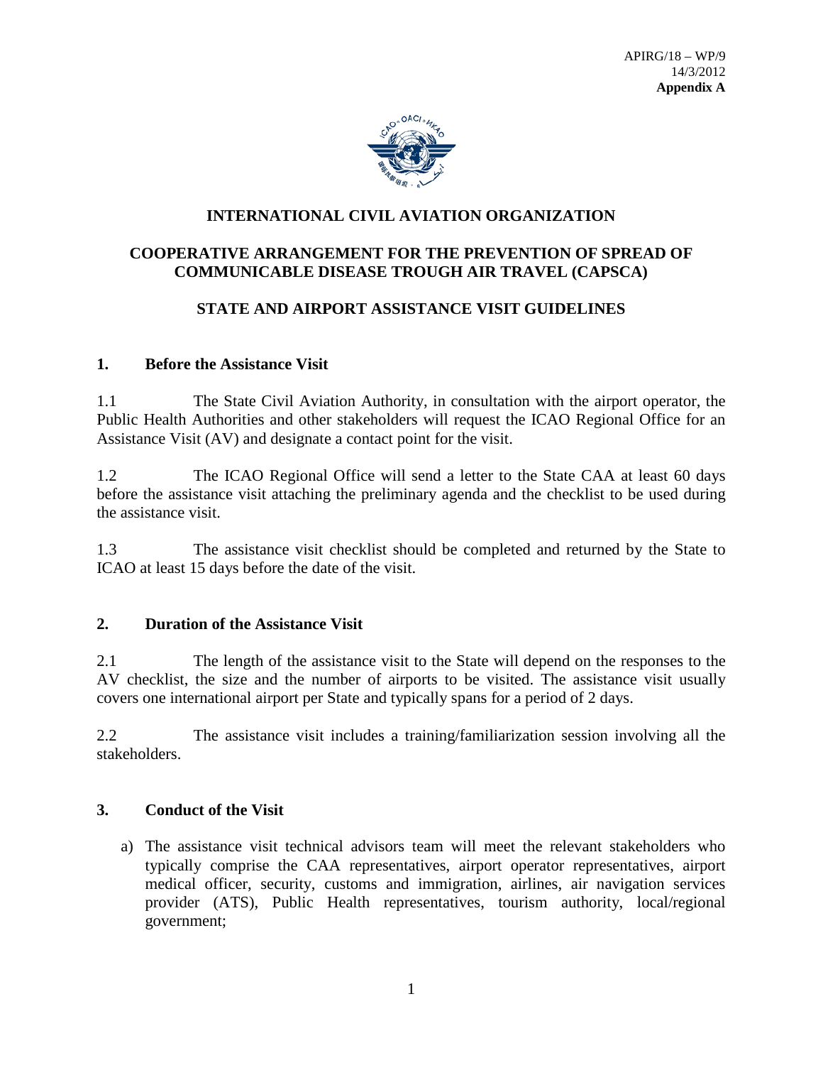APIRG/18 – WP/9
14/3/2012
**Appendix A**

# INTERNATIONAL CIVIL AVIATION ORGANIZATION

## COOPERATIVE ARRANGEMENT FOR THE PREVENTION OF SPREAD OF COMMUNICABLE DISEASE TROUGH AIR TRAVEL (CAPSCA)

## STATE AND AIRPORT ASSISTANCE VISIT GUIDELINES

### 1. Before the Assistance Visit

1.1 The State Civil Aviation Authority, in consultation with the airport operator, the Public Health Authorities and other stakeholders will request the ICAO Regional Office for an Assistance Visit (AV) and designate a contact point for the visit.

1.2 The ICAO Regional Office will send a letter to the State CAA at least 60 days before the assistance visit attaching the preliminary agenda and the checklist to be used during the assistance visit.

1.3 The assistance visit checklist should be completed and returned by the State to ICAO at least 15 days before the date of the visit.

### 2. Duration of the Assistance Visit

2.1 The length of the assistance visit to the State will depend on the responses to the AV checklist, the size and the number of airports to be visited. The assistance visit usually covers one international airport per State and typically spans for a period of 2 days.

2.2 The assistance visit includes a training/familiarization session involving all the stakeholders.

### 3. Conduct of the Visit

a) The assistance visit technical advisors team will meet the relevant stakeholders who typically comprise the CAA representatives, airport operator representatives, airport medical officer, security, customs and immigration, airlines, air navigation services provider (ATS), Public Health representatives, tourism authority, local/regional government;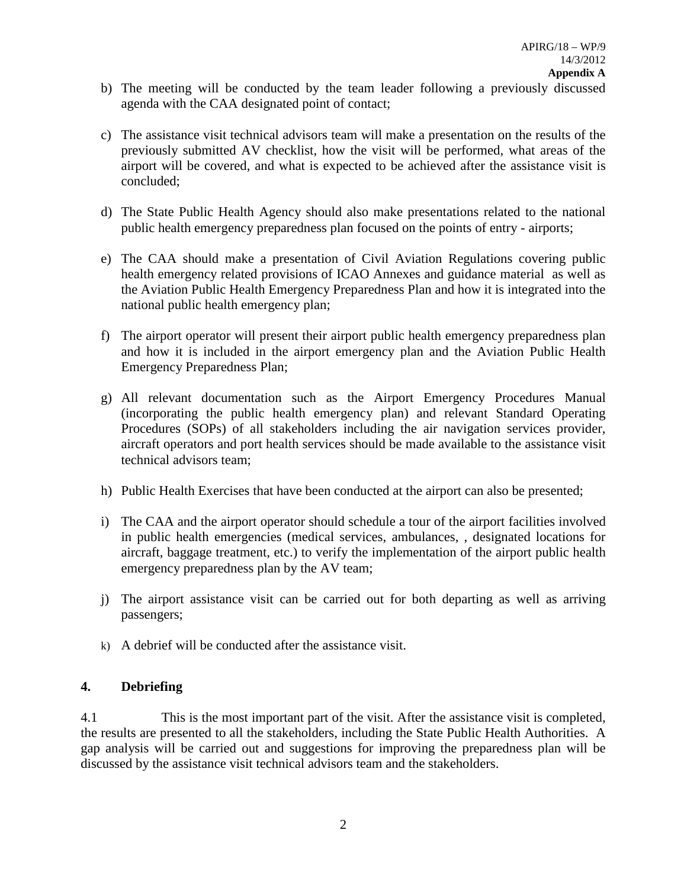b) The meeting will be conducted by the team leader following a previously discussed agenda with the CAA designated point of contact;

c) The assistance visit technical advisors team will make a presentation on the results of the previously submitted AV checklist, how the visit will be performed, what areas of the airport will be covered, and what is expected to be achieved after the assistance visit is concluded;

d) The State Public Health Agency should also make presentations related to the national public health emergency preparedness plan focused on the points of entry - airports;

e) The CAA should make a presentation of Civil Aviation Regulations covering public health emergency related provisions of ICAO Annexes and guidance material as well as the Aviation Public Health Emergency Preparedness Plan and how it is integrated into the national public health emergency plan;

f) The airport operator will present their airport public health emergency preparedness plan and how it is included in the airport emergency plan and the Aviation Public Health Emergency Preparedness Plan;

g) All relevant documentation such as the Airport Emergency Procedures Manual (incorporating the public health emergency plan) and relevant Standard Operating Procedures (SOPs) of all stakeholders including the air navigation services provider, aircraft operators and port health services should be made available to the assistance visit technical advisors team;

h) Public Health Exercises that have been conducted at the airport can also be presented;

i) The CAA and the airport operator should schedule a tour of the airport facilities involved in public health emergencies (medical services, ambulances, , designated locations for aircraft, baggage treatment, etc.) to verify the implementation of the airport public health emergency preparedness plan by the AV team;

j) The airport assistance visit can be carried out for both departing as well as arriving passengers;

k) A debrief will be conducted after the assistance visit.

## 4. Debriefing

4.1 This is the most important part of the visit. After the assistance visit is completed, the results are presented to all the stakeholders, including the State Public Health Authorities. A gap analysis will be carried out and suggestions for improving the preparedness plan will be discussed by the assistance visit technical advisors team and the stakeholders.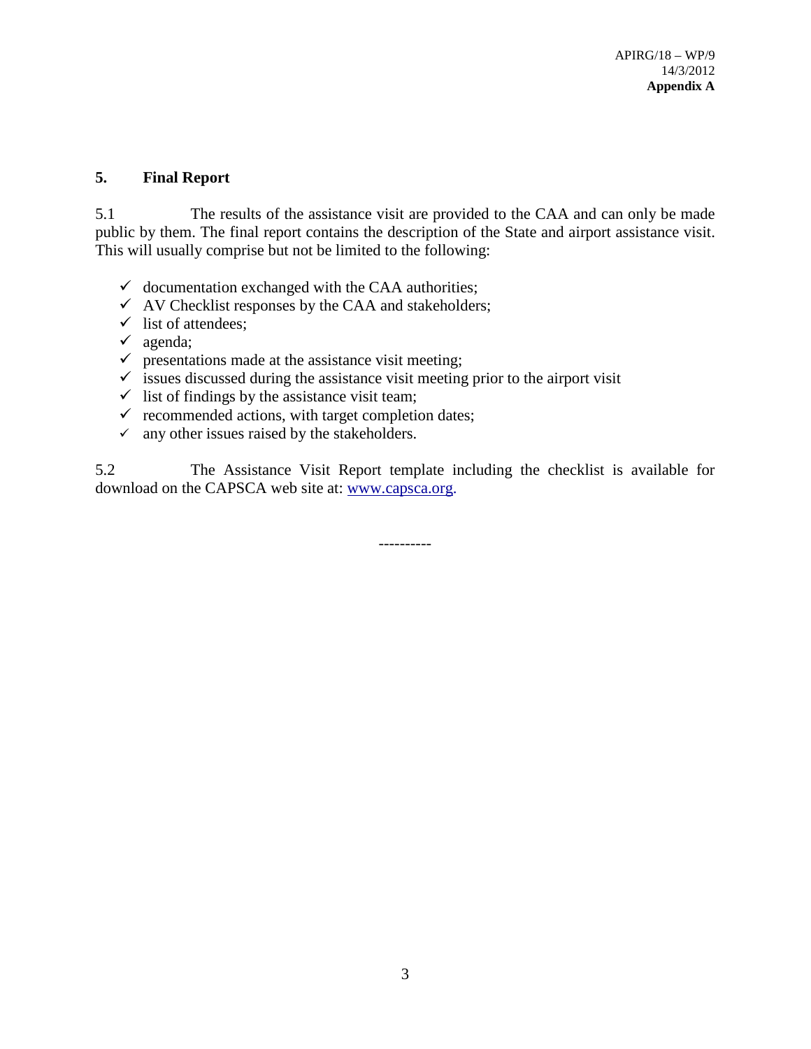## 5. Final Report

5.1 The results of the assistance visit are provided to the CAA and can only be made public by them. The final report contains the description of the State and airport assistance visit. This will usually comprise but not be limited to the following:

- ✓ documentation exchanged with the CAA authorities;
- ✓ AV Checklist responses by the CAA and stakeholders;
- ✓ list of attendees;
- ✓ agenda;
- ✓ presentations made at the assistance visit meeting;
- ✓ issues discussed during the assistance visit meeting prior to the airport visit
- ✓ list of findings by the assistance visit team;
- ✓ recommended actions, with target completion dates;
- ✓ any other issues raised by the stakeholders.

5.2 The Assistance Visit Report template including the checklist is available for download on the CAPSCA web site at: [www.capsca.org](http://www.capsca.org).

----------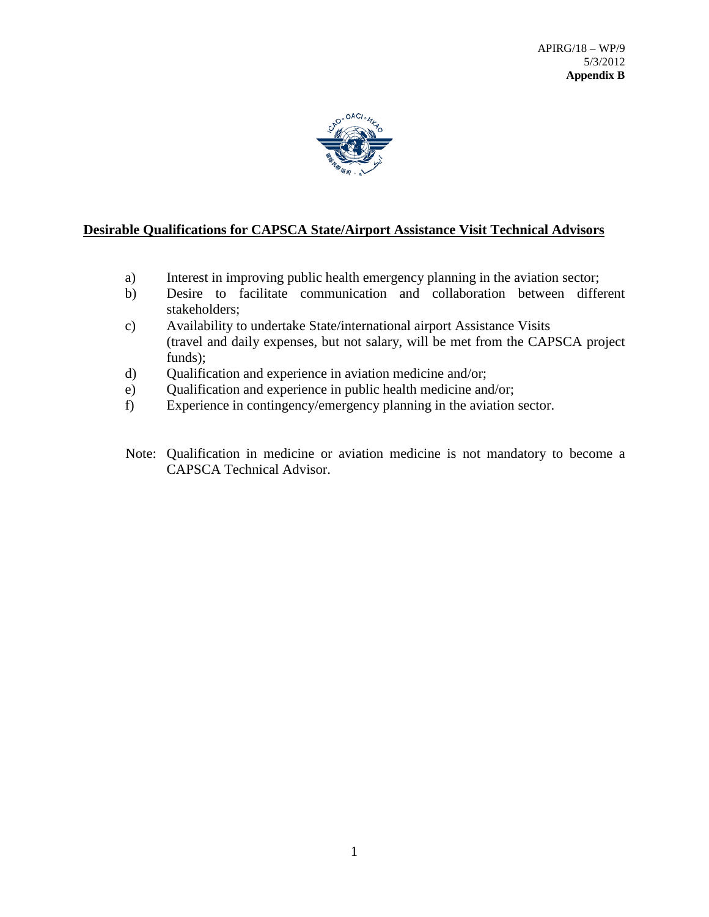APIRG/18 – WP/9
5/3/2012
**Appendix B**

## Desirable Qualifications for CAPSCA State/Airport Assistance Visit Technical Advisors

a) Interest in improving public health emergency planning in the aviation sector;

b) Desire to facilitate communication and collaboration between different stakeholders;

c) Availability to undertake State/international airport Assistance Visits (travel and daily expenses, but not salary, will be met from the CAPSCA project funds);

d) Qualification and experience in aviation medicine and/or;

e) Qualification and experience in public health medicine and/or;

f) Experience in contingency/emergency planning in the aviation sector.

Note: Qualification in medicine or aviation medicine is not mandatory to become a CAPSCA Technical Advisor.